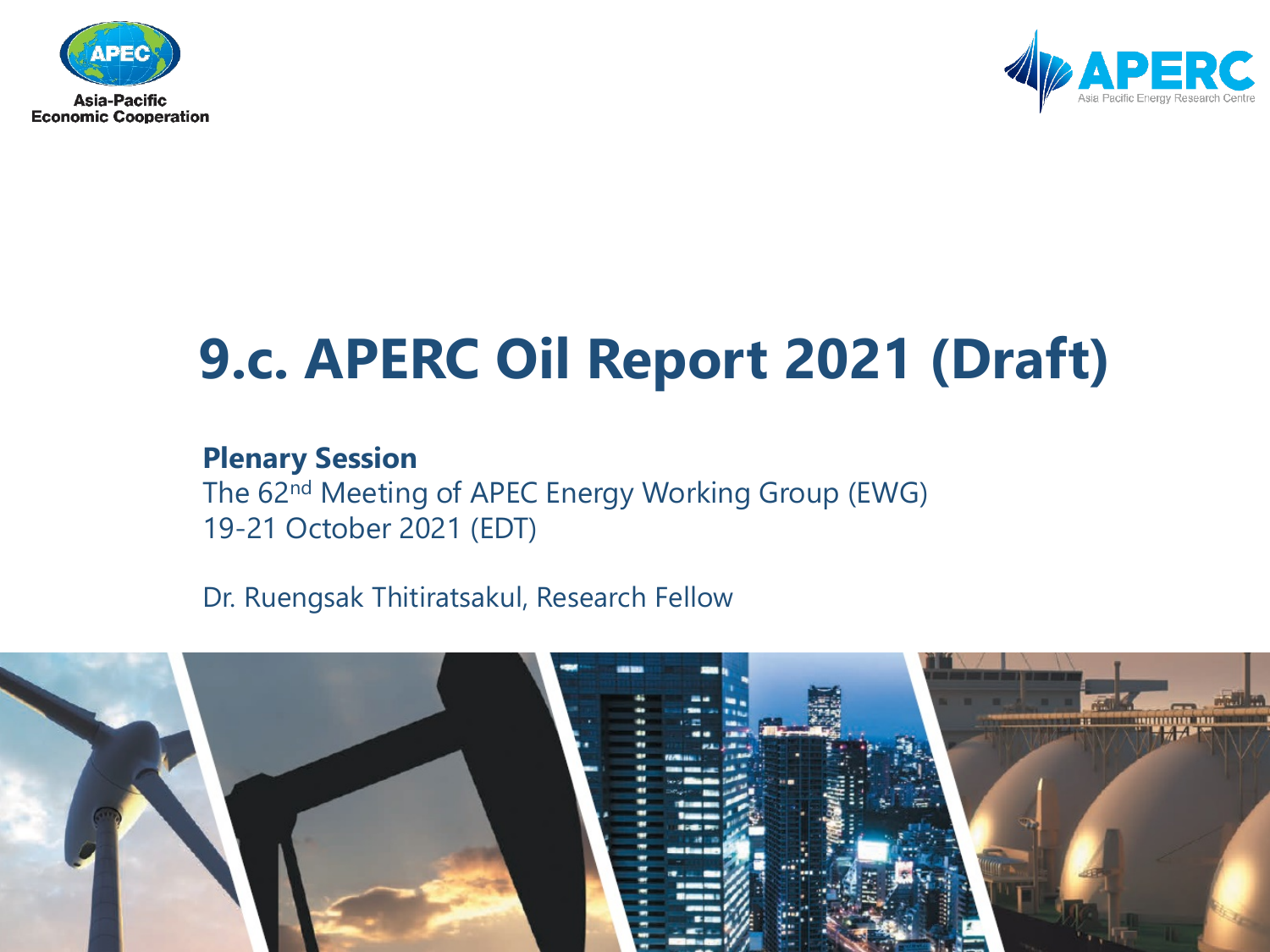Asia-Pacific Economic Cooperation

APERC Asia Pacific Energy Research Centre

# 9.c. APERC Oil Report 2021 (Draft)

**Plenary Session**

The 62nd Meeting of APEC Energy Working Group (EWG)
19-21 October 2021 (EDT)

Dr. Ruengsak Thitiratsakul, Research Fellow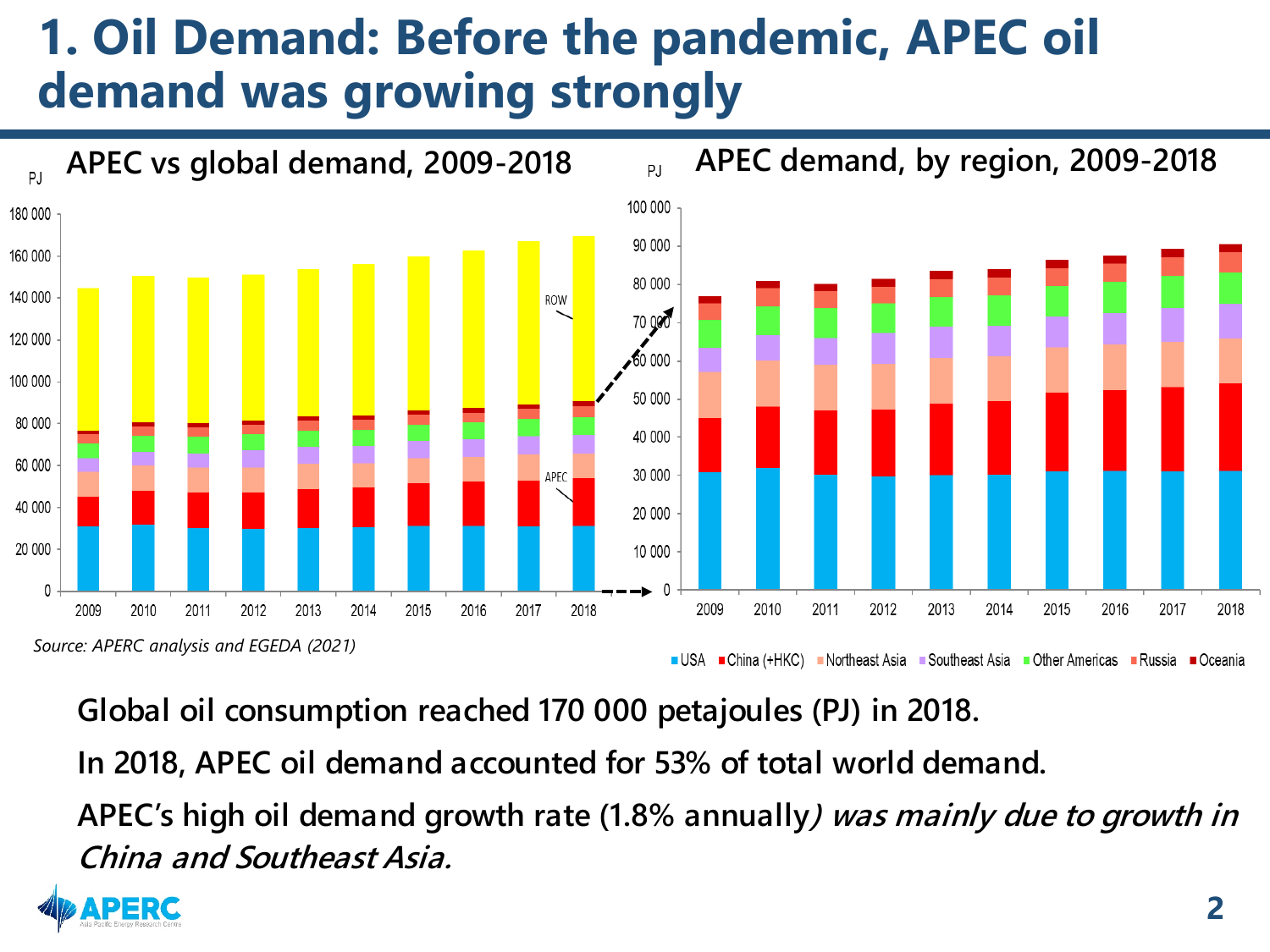# 1. Oil Demand: Before the pandemic, APEC oil demand was growing strongly

## APEC vs global demand, 2009-2018

## APEC demand, by region, 2009-2018

*Source: APERC analysis and EGEDA (2021)*

**Global oil consumption reached 170 000 petajoules (PJ) in 2018.**

**In 2018, APEC oil demand accounted for 53% of total world demand.**

**APEC's high oil demand growth rate (1.8% annually*) was mainly due to growth in China and Southeast Asia.***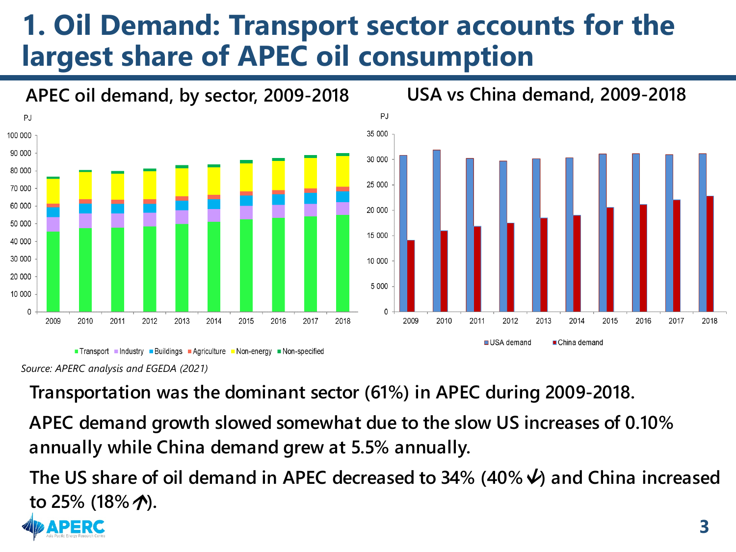# 1. Oil Demand: Transport sector accounts for the largest share of APEC oil consumption

**APEC oil demand, by sector, 2009-2018**

**USA vs China demand, 2009-2018**

*Source: APERC analysis and EGEDA (2021)*

**Transportation was the dominant sector (61%) in APEC during 2009-2018.**

**APEC demand growth slowed somewhat due to the slow US increases of 0.10% annually while China demand grew at 5.5% annually.**

**The US share of oil demand in APEC decreased to 34% (40%↓) and China increased to 25% (18%↑).**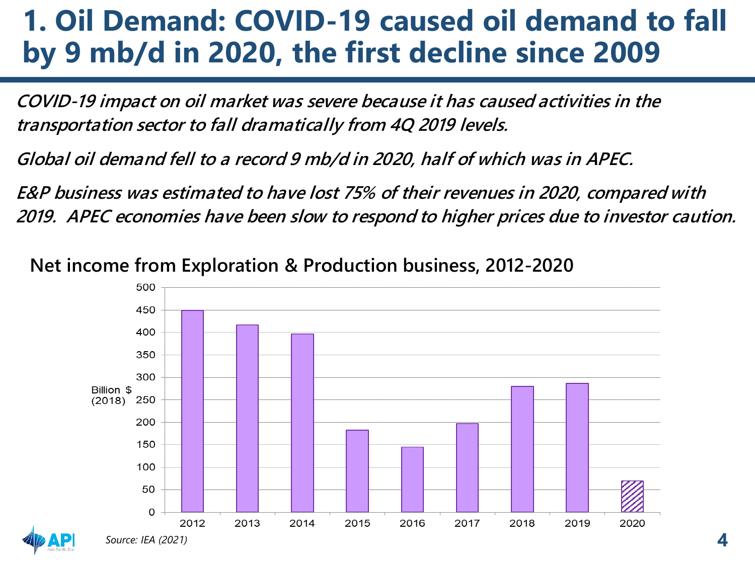# 1. Oil Demand: COVID-19 caused oil demand to fall by 9 mb/d in 2020, the first decline since 2009

***COVID-19 impact on oil market was severe because it has caused activities in the transportation sector to fall dramatically from 4Q 2019 levels.***

***Global oil demand fell to a record 9 mb/d in 2020, half of which was in APEC.***

***E&P business was estimated to have lost 75% of their revenues in 2020, compared with 2019. APEC economies have been slow to respond to higher prices due to investor caution.***

**Net income from Exploration & Production business, 2012-2020**

| Year | Billion $ (2018) |
|---|---|
| 2012 | ~450 |
| 2013 | ~417 |
| 2014 | ~397 |
| 2015 | ~183 |
| 2016 | ~145 |
| 2017 | ~197 |
| 2018 | ~280 |
| 2019 | ~287 |
| 2020 | ~70 |

*Source: IEA (2021)*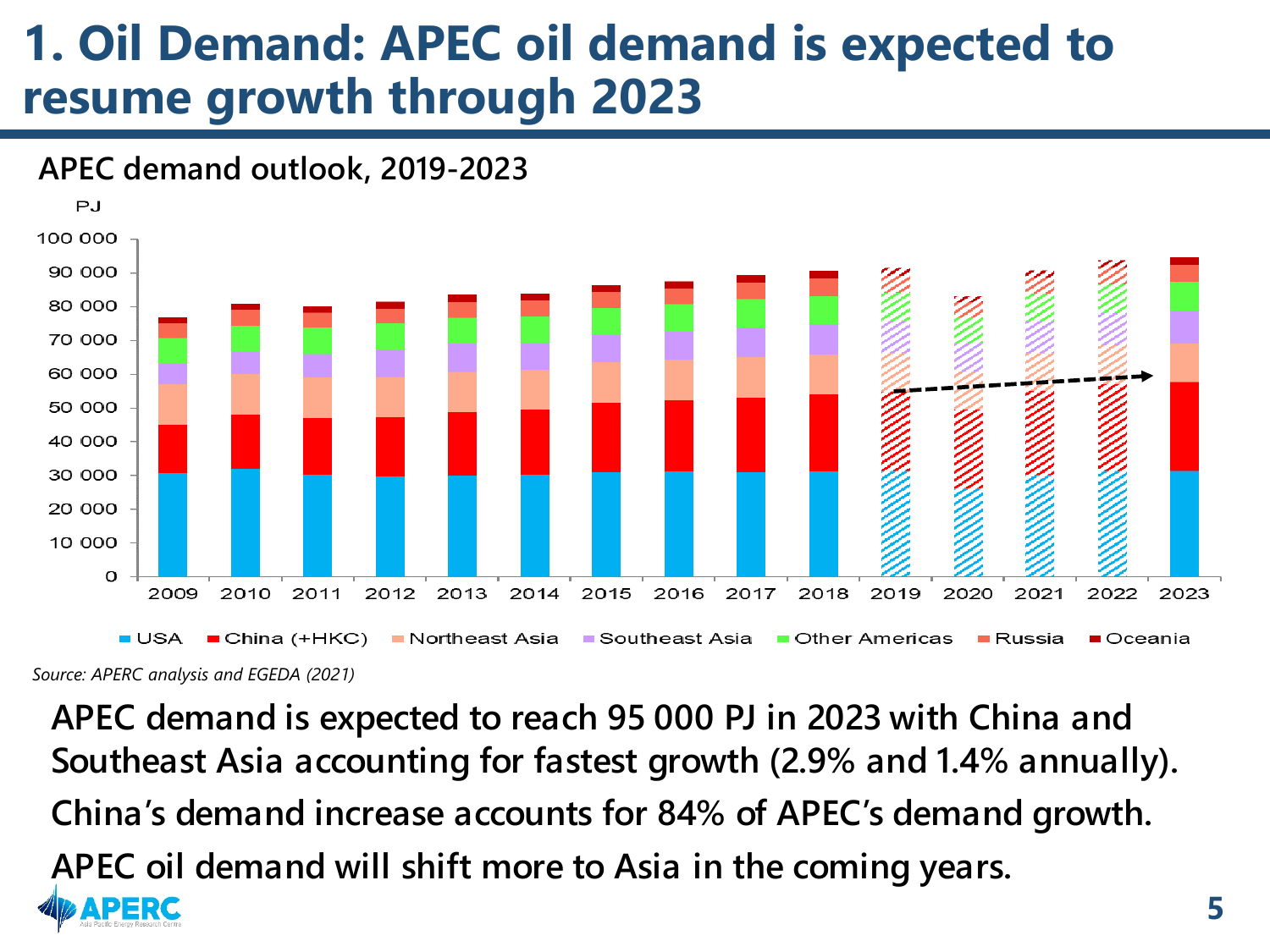# 1. Oil Demand: APEC oil demand is expected to resume growth through 2023

**APEC demand outlook, 2019-2023**

Source: APERC analysis and EGEDA (2021)

**APEC demand is expected to reach 95 000 PJ in 2023 with China and Southeast Asia accounting for fastest growth (2.9% and 1.4% annually).**

**China's demand increase accounts for 84% of APEC's demand growth.**

**APEC oil demand will shift more to Asia in the coming years.**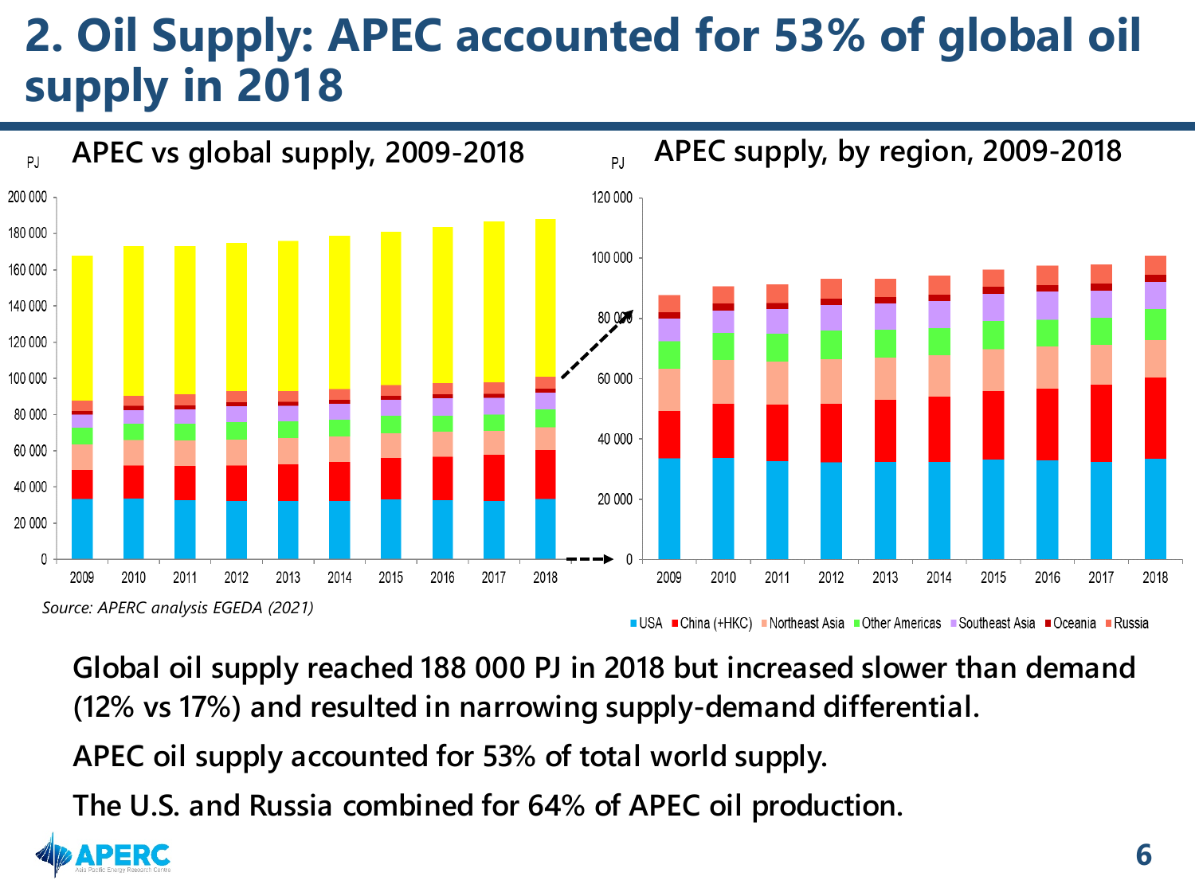# 2. Oil Supply: APEC accounted for 53% of global oil supply in 2018

**APEC vs global supply, 2009-2018**

**APEC supply, by region, 2009-2018**

*Source: APERC analysis EGEDA (2021)*

Global oil supply reached 188 000 PJ in 2018 but increased slower than demand (12% vs 17%) and resulted in narrowing supply-demand differential.

APEC oil supply accounted for 53% of total world supply.

The U.S. and Russia combined for 64% of APEC oil production.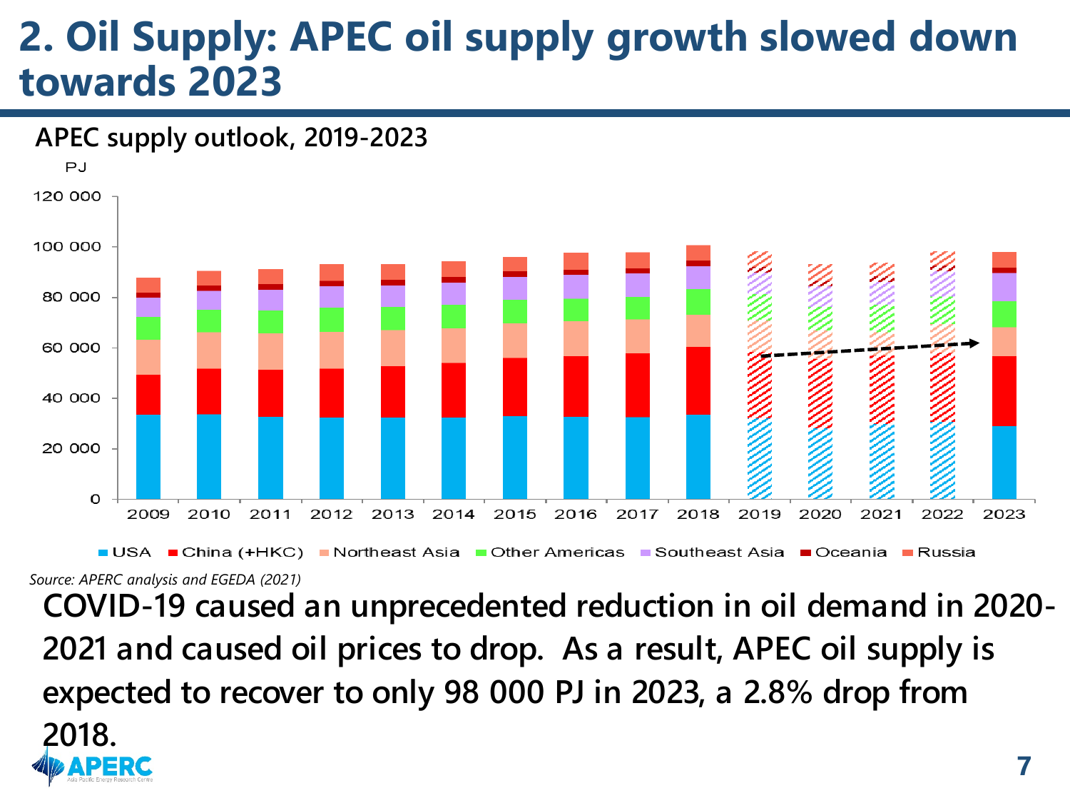# 2. Oil Supply: APEC oil supply growth slowed down towards 2023

**APEC supply outlook, 2019-2023**

PJ

120 000
100 000
80 000
60 000
40 000
20 000
0

2009 2010 2011 2012 2013 2014 2015 2016 2017 2018 2019 2020 2021 2022 2023

USA | China (+HKC) | Northeast Asia | Other Americas | Southeast Asia | Oceania | Russia

*Source: APERC analysis and EGEDA (2021)*

**COVID-19 caused an unprecedented reduction in oil demand in 2020-2021 and caused oil prices to drop. As a result, APEC oil supply is expected to recover to only 98 000 PJ in 2023, a 2.8% drop from 2018.**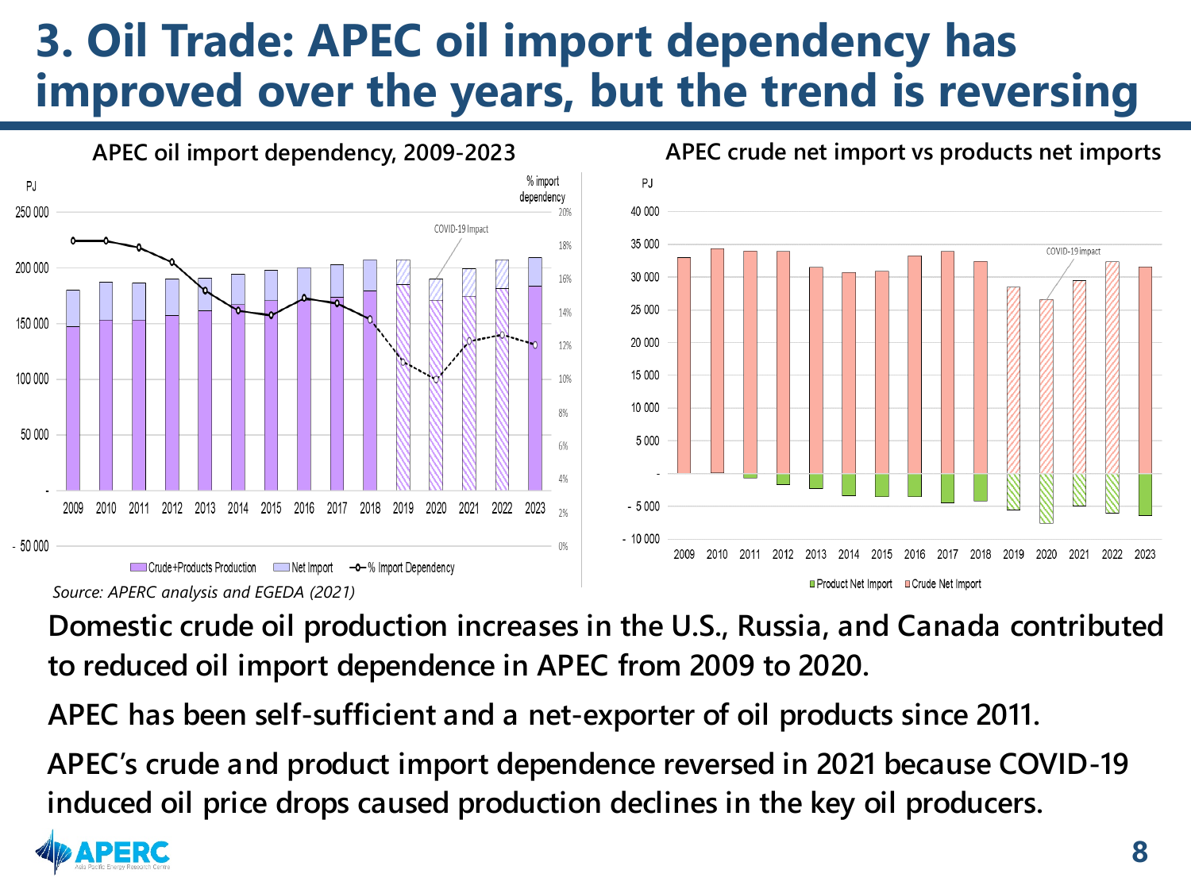# 3. Oil Trade: APEC oil import dependency has improved over the years, but the trend is reversing

**APEC oil import dependency, 2009-2023**

**APEC crude net import vs products net imports**

*Source: APERC analysis and EGEDA (2021)*

**Domestic crude oil production increases in the U.S., Russia, and Canada contributed to reduced oil import dependence in APEC from 2009 to 2020.**

**APEC has been self-sufficient and a net-exporter of oil products since 2011.**

**APEC's crude and product import dependence reversed in 2021 because COVID-19 induced oil price drops caused production declines in the key oil producers.**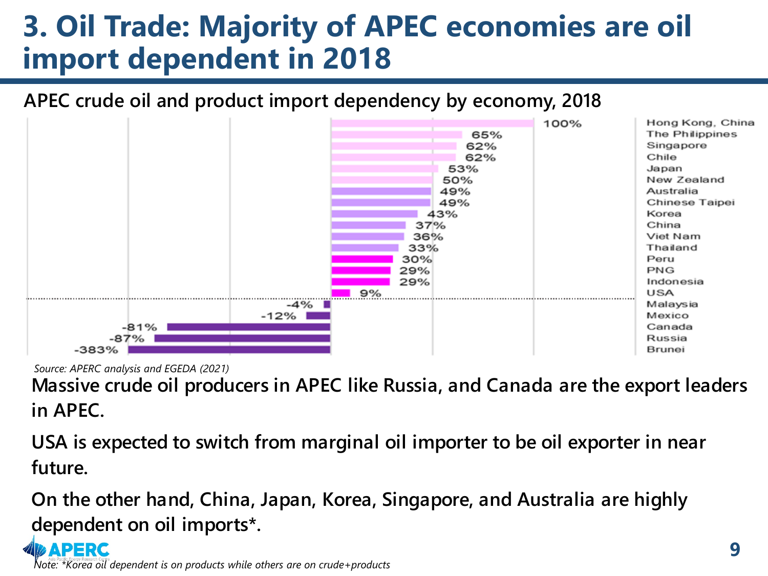# 3. Oil Trade: Majority of APEC economies are oil import dependent in 2018

**APEC crude oil and product import dependency by economy, 2018**

| Economy | Import dependency |
|---|---|
| Hong Kong, China | 100% |
| The Philippines | 65% |
| Singapore | 62% |
| Chile | 62% |
| Japan | 53% |
| New Zealand | 50% |
| Australia | 49% |
| Chinese Taipei | 49% |
| Korea | 43% |
| China | 37% |
| Viet Nam | 36% |
| Thailand | 33% |
| Peru | 30% |
| PNG | 29% |
| Indonesia | 29% |
| USA | 9% |
| Malaysia | -4% |
| Mexico | -12% |
| Canada | -81% |
| Russia | -87% |
| Brunei | -383% |

*Source: APERC analysis and EGEDA (2021)*

**Massive crude oil producers in APEC like Russia, and Canada are the export leaders in APEC.**

**USA is expected to switch from marginal oil importer to be oil exporter in near future.**

**On the other hand, China, Japan, Korea, Singapore, and Australia are highly dependent on oil imports*.**

*Note: *Korea oil dependent is on products while others are on crude+products*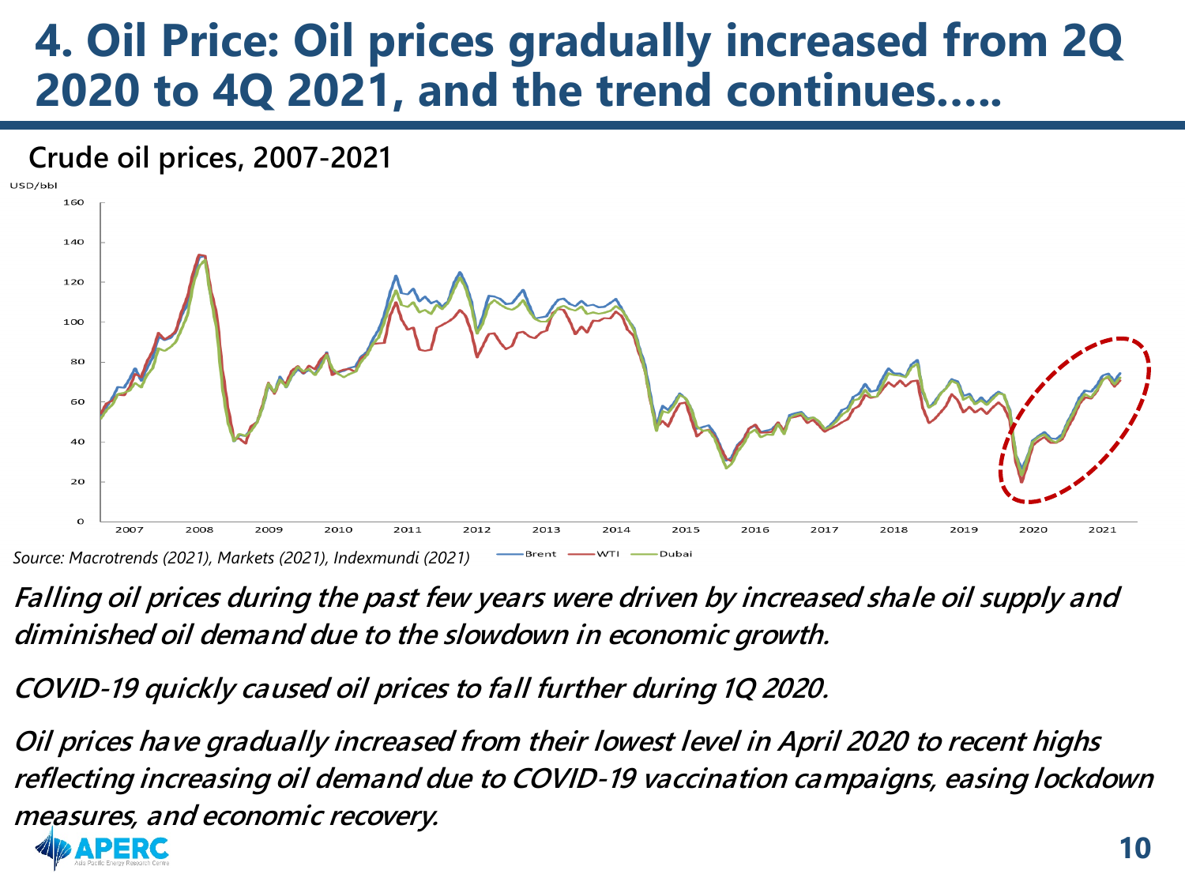# 4. Oil Price: Oil prices gradually increased from 2Q 2020 to 4Q 2021, and the trend continues…..

**Crude oil prices, 2007-2021**

*Source: Macrotrends (2021), Markets (2021), Indexmundi (2021)*

***Falling oil prices during the past few years were driven by increased shale oil supply and diminished oil demand due to the slowdown in economic growth.***

***COVID-19 quickly caused oil prices to fall further during 1Q 2020.***

***Oil prices have gradually increased from their lowest level in April 2020 to recent highs reflecting increasing oil demand due to COVID-19 vaccination campaigns, easing lockdown measures, and economic recovery.***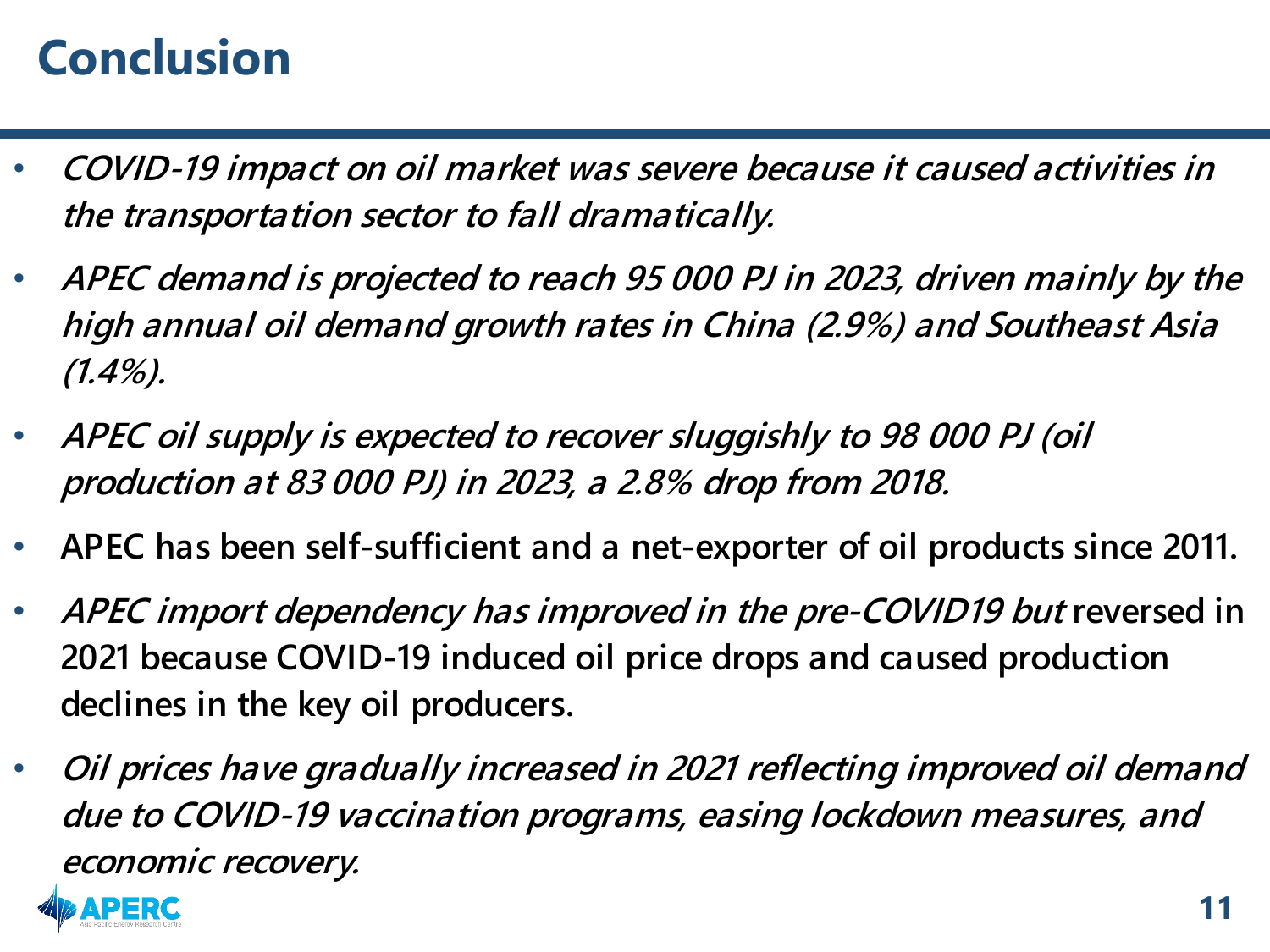# Conclusion

- *COVID-19 impact on oil market was severe because it caused activities in the transportation sector to fall dramatically.*
- *APEC demand is projected to reach 95 000 PJ in 2023, driven mainly by the high annual oil demand growth rates in China (2.9%) and Southeast Asia (1.4%).*
- *APEC oil supply is expected to recover sluggishly to 98 000 PJ (oil production at 83 000 PJ) in 2023, a 2.8% drop from 2018.*
- APEC has been self-sufficient and a net-exporter of oil products since 2011.
- *APEC import dependency has improved in the pre-COVID19 but* reversed in 2021 because COVID-19 induced oil price drops and caused production declines in the key oil producers.
- *Oil prices have gradually increased in 2021 reflecting improved oil demand due to COVID-19 vaccination programs, easing lockdown measures, and economic recovery.*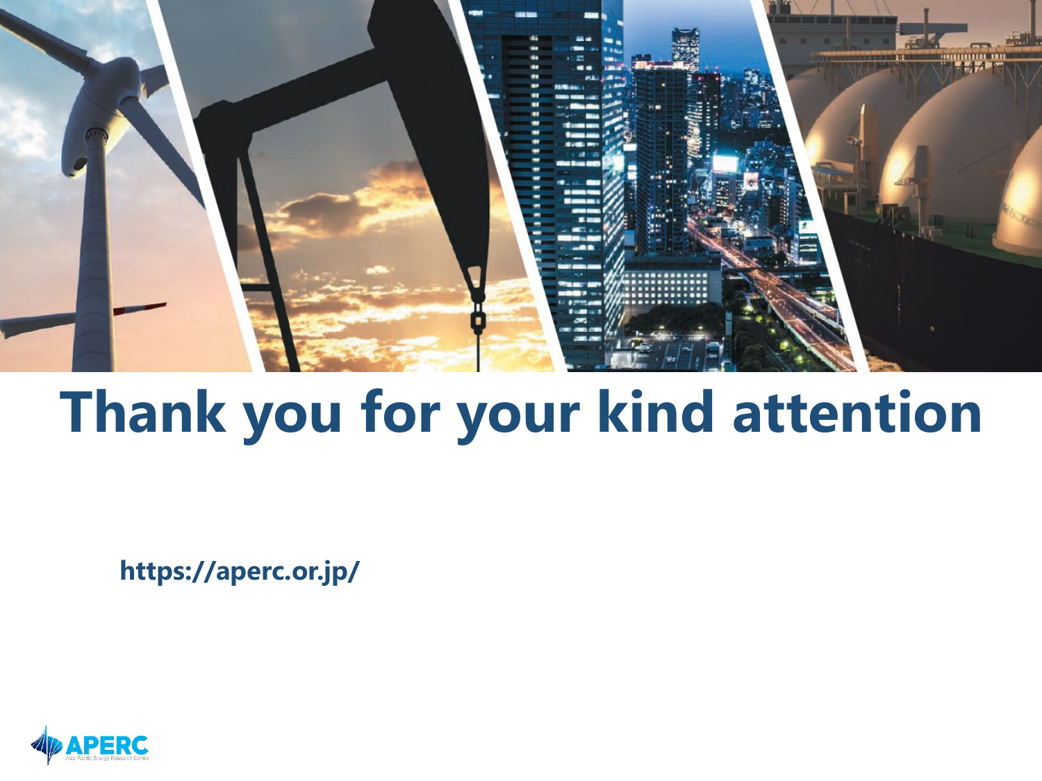# Thank you for your kind attention

**https://aperc.or.jp/**

APERC
Asia Pacific Energy Research Centre